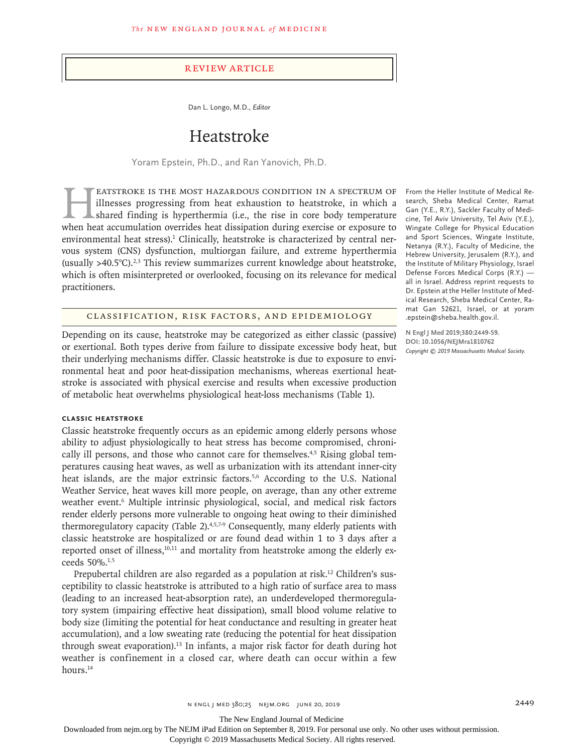Review Article

Dan L. Longo, M.D., *Editor*

# Heatstroke

Yoram Epstein, Ph.D., and Ran Yanovich, Ph.D.

Heatstroke is the most hazardous condition in a spectrum of illnesses progressing from heat exhaustion to heatstroke, in which a shared finding is hyperthermia (i.e., the rise in core body temperature when heat accumulation overrides heat dissipation during exercise or exposure to environmental heat stress).[1] Clinically, heatstroke is characterized by central nervous system (CNS) dysfunction, multiorgan failure, and extreme hyperthermia (usually >40.5°C).[2,3] This review summarizes current knowledge about heatstroke, which is often misinterpreted or overlooked, focusing on its relevance for medical practitioners.

From the Heller Institute of Medical Research, Sheba Medical Center, Ramat Gan (Y.E., R.Y.), Sackler Faculty of Medicine, Tel Aviv University, Tel Aviv (Y.E.), Wingate College for Physical Education and Sport Sciences, Wingate Institute, Netanya (R.Y.), Faculty of Medicine, the Hebrew University, Jerusalem (R.Y.), and the Institute of Military Physiology, Israel Defense Forces Medical Corps (R.Y.) — all in Israel. Address reprint requests to Dr. Epstein at the Heller Institute of Medical Research, Sheba Medical Center, Ramat Gan 52621, Israel, or at yoram.epstein@sheba.health.gov.il.

**N Engl J Med 2019;380:2449-59.**
**DOI: 10.1056/NEJMra1810762**
*Copyright © 2019 Massachusetts Medical Society.*

## Classification, Risk Factors, and Epidemiology

Depending on its cause, heatstroke may be categorized as either classic (passive) or exertional. Both types derive from failure to dissipate excessive body heat, but their underlying mechanisms differ. Classic heatstroke is due to exposure to environmental heat and poor heat-dissipation mechanisms, whereas exertional heatstroke is associated with physical exercise and results when excessive production of metabolic heat overwhelms physiological heat-loss mechanisms (Table 1).

### Classic Heatstroke

Classic heatstroke frequently occurs as an epidemic among elderly persons whose ability to adjust physiologically to heat stress has become compromised, chronically ill persons, and those who cannot care for themselves.[4,5] Rising global temperatures causing heat waves, as well as urbanization with its attendant inner-city heat islands, are the major extrinsic factors.[5,6] According to the U.S. National Weather Service, heat waves kill more people, on average, than any other extreme weather event.[6] Multiple intrinsic physiological, social, and medical risk factors render elderly persons more vulnerable to ongoing heat owing to their diminished thermoregulatory capacity (Table 2).[4,5,7-9] Consequently, many elderly patients with classic heatstroke are hospitalized or are found dead within 1 to 3 days after a reported onset of illness,[10,11] and mortality from heatstroke among the elderly exceeds 50%.[1,5]

Prepubertal children are also regarded as a population at risk.[12] Children's susceptibility to classic heatstroke is attributed to a high ratio of surface area to mass (leading to an increased heat-absorption rate), an underdeveloped thermoregulatory system (impairing effective heat dissipation), small blood volume relative to body size (limiting the potential for heat conductance and resulting in greater heat accumulation), and a low sweating rate (reducing the potential for heat dissipation through sweat evaporation).[13] In infants, a major risk factor for death during hot weather is confinement in a closed car, where death can occur within a few hours.[14]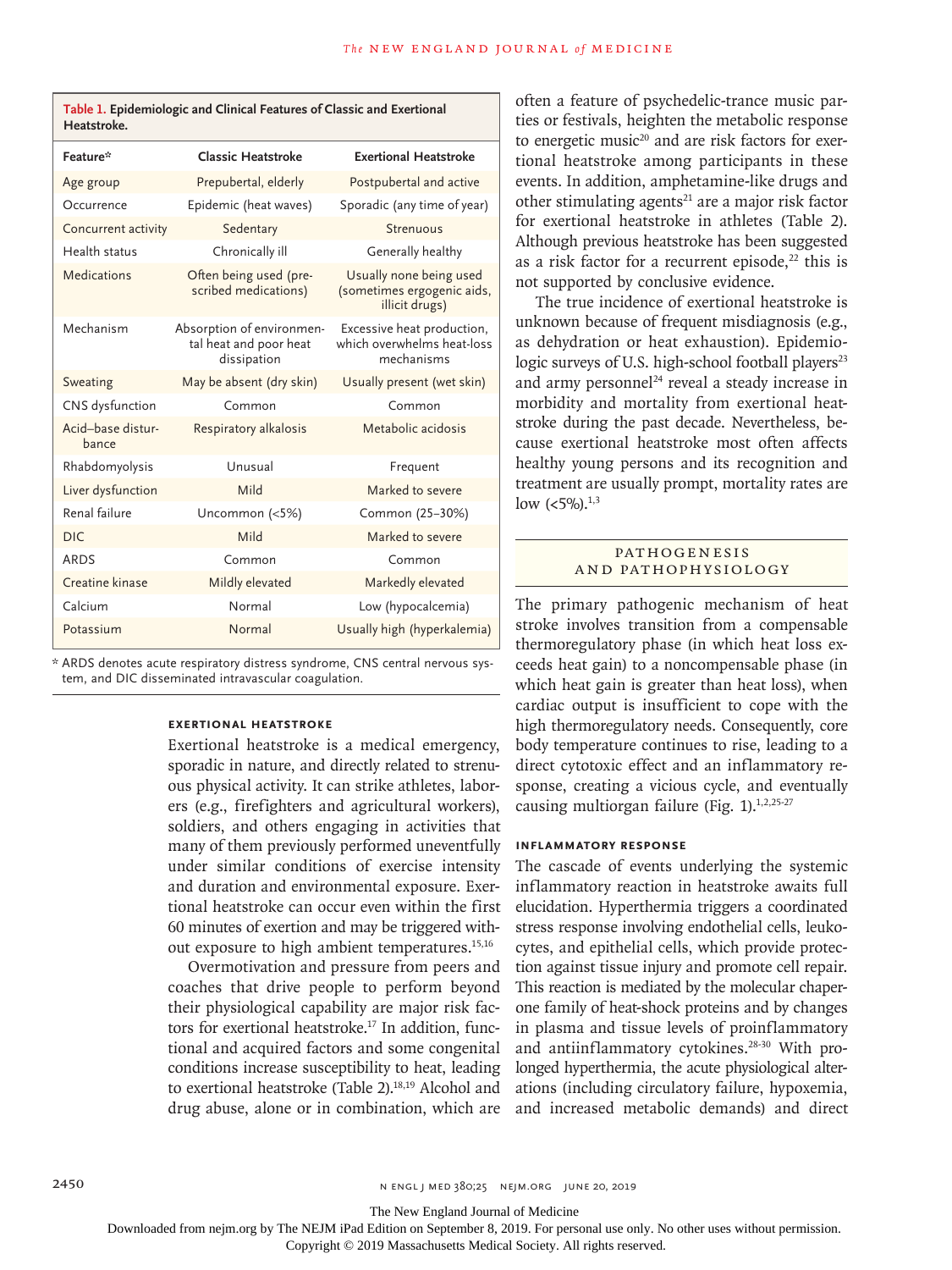**Table 1. Epidemiologic and Clinical Features of Classic and Exertional Heatstroke.**

| Feature* | Classic Heatstroke | Exertional Heatstroke |
|---|---|---|
| Age group | Prepubertal, elderly | Postpubertal and active |
| Occurrence | Epidemic (heat waves) | Sporadic (any time of year) |
| Concurrent activity | Sedentary | Strenuous |
| Health status | Chronically ill | Generally healthy |
| Medications | Often being used (prescribed medications) | Usually none being used (sometimes ergogenic aids, illicit drugs) |
| Mechanism | Absorption of environmental heat and poor heat dissipation | Excessive heat production, which overwhelms heat-loss mechanisms |
| Sweating | May be absent (dry skin) | Usually present (wet skin) |
| CNS dysfunction | Common | Common |
| Acid–base disturbance | Respiratory alkalosis | Metabolic acidosis |
| Rhabdomyolysis | Unusual | Frequent |
| Liver dysfunction | Mild | Marked to severe |
| Renal failure | Uncommon (<5%) | Common (25–30%) |
| DIC | Mild | Marked to severe |
| ARDS | Common | Common |
| Creatine kinase | Mildly elevated | Markedly elevated |
| Calcium | Normal | Low (hypocalcemia) |
| Potassium | Normal | Usually high (hyperkalemia) |

\* ARDS denotes acute respiratory distress syndrome, CNS central nervous system, and DIC disseminated intravascular coagulation.

### EXERTIONAL HEATSTROKE

Exertional heatstroke is a medical emergency, sporadic in nature, and directly related to strenuous physical activity. It can strike athletes, laborers (e.g., firefighters and agricultural workers), soldiers, and others engaging in activities that many of them previously performed uneventfully under similar conditions of exercise intensity and duration and environmental exposure. Exertional heatstroke can occur even within the first 60 minutes of exertion and may be triggered without exposure to high ambient temperatures.[15,16]

Overmotivation and pressure from peers and coaches that drive people to perform beyond their physiological capability are major risk factors for exertional heatstroke.[17] In addition, functional and acquired factors and some congenital conditions increase susceptibility to heat, leading to exertional heatstroke (Table 2).[18,19] Alcohol and drug abuse, alone or in combination, which are often a feature of psychedelic-trance music parties or festivals, heighten the metabolic response to energetic music[20] and are risk factors for exertional heatstroke among participants in these events. In addition, amphetamine-like drugs and other stimulating agents[21] are a major risk factor for exertional heatstroke in athletes (Table 2). Although previous heatstroke has been suggested as a risk factor for a recurrent episode,[22] this is not supported by conclusive evidence.

The true incidence of exertional heatstroke is unknown because of frequent misdiagnosis (e.g., as dehydration or heat exhaustion). Epidemiologic surveys of U.S. high-school football players[23] and army personnel[24] reveal a steady increase in morbidity and mortality from exertional heatstroke during the past decade. Nevertheless, because exertional heatstroke most often affects healthy young persons and its recognition and treatment are usually prompt, mortality rates are low (<5%).[1,3]

## PATHOGENESIS AND PATHOPHYSIOLOGY

The primary pathogenic mechanism of heat stroke involves transition from a compensable thermoregulatory phase (in which heat loss exceeds heat gain) to a noncompensable phase (in which heat gain is greater than heat loss), when cardiac output is insufficient to cope with the high thermoregulatory needs. Consequently, core body temperature continues to rise, leading to a direct cytotoxic effect and an inflammatory response, creating a vicious cycle, and eventually causing multiorgan failure (Fig. 1).[1,2,25-27]

### INFLAMMATORY RESPONSE

The cascade of events underlying the systemic inflammatory reaction in heatstroke awaits full elucidation. Hyperthermia triggers a coordinated stress response involving endothelial cells, leukocytes, and epithelial cells, which provide protection against tissue injury and promote cell repair. This reaction is mediated by the molecular chaperone family of heat-shock proteins and by changes in plasma and tissue levels of proinflammatory and antiinflammatory cytokines.[28-30] With prolonged hyperthermia, the acute physiological alterations (including circulatory failure, hypoxemia, and increased metabolic demands) and direct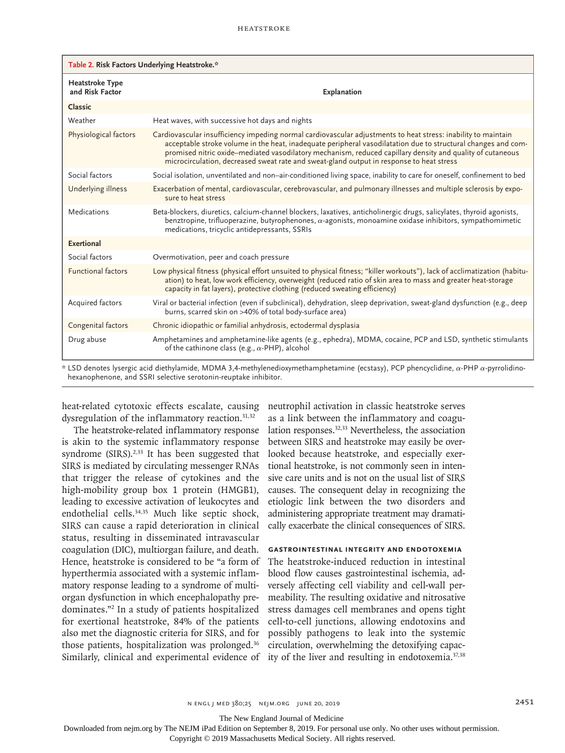**Table 2. Risk Factors Underlying Heatstroke.***

| Heatstroke Type and Risk Factor | Explanation |
|---|---|
| **Classic** | |
| Weather | Heat waves, with successive hot days and nights |
| Physiological factors | Cardiovascular insufficiency impeding normal cardiovascular adjustments to heat stress: inability to maintain acceptable stroke volume in the heat, inadequate peripheral vasodilatation due to structural changes and compromised nitric oxide–mediated vasodilatory mechanism, reduced capillary density and quality of cutaneous microcirculation, decreased sweat rate and sweat-gland output in response to heat stress |
| Social factors | Social isolation, unventilated and non–air-conditioned living space, inability to care for oneself, confinement to bed |
| Underlying illness | Exacerbation of mental, cardiovascular, cerebrovascular, and pulmonary illnesses and multiple sclerosis by exposure to heat stress |
| Medications | Beta-blockers, diuretics, calcium-channel blockers, laxatives, anticholinergic drugs, salicylates, thyroid agonists, benztropine, trifluoperazine, butyrophenones, α-agonists, monoamine oxidase inhibitors, sympathomimetic medications, tricyclic antidepressants, SSRIs |
| **Exertional** | |
| Social factors | Overmotivation, peer and coach pressure |
| Functional factors | Low physical fitness (physical effort unsuited to physical fitness; "killer workouts"), lack of acclimatization (habituation) to heat, low work efficiency, overweight (reduced ratio of skin area to mass and greater heat-storage capacity in fat layers), protective clothing (reduced sweating efficiency) |
| Acquired factors | Viral or bacterial infection (even if subclinical), dehydration, sleep deprivation, sweat-gland dysfunction (e.g., deep burns, scarred skin on >40% of total body-surface area) |
| Congenital factors | Chronic idiopathic or familial anhydrosis, ectodermal dysplasia |
| Drug abuse | Amphetamines and amphetamine-like agents (e.g., ephedra), MDMA, cocaine, PCP and LSD, synthetic stimulants of the cathinone class (e.g., α-PHP), alcohol |

\* LSD denotes lysergic acid diethylamide, MDMA 3,4-methylenedioxymethamphetamine (ecstasy), PCP phencyclidine, α-PHP α-pyrrolidinohexanophenone, and SSRI selective serotonin-reuptake inhibitor.

heat-related cytotoxic effects escalate, causing dysregulation of the inflammatory reaction.[31,32]

The heatstroke-related inflammatory response is akin to the systemic inflammatory response syndrome (SIRS).[2,33] It has been suggested that SIRS is mediated by circulating messenger RNAs that trigger the release of cytokines and the high-mobility group box 1 protein (HMGB1), leading to excessive activation of leukocytes and endothelial cells.[34,35] Much like septic shock, SIRS can cause a rapid deterioration in clinical status, resulting in disseminated intravascular coagulation (DIC), multiorgan failure, and death. Hence, heatstroke is considered to be "a form of hyperthermia associated with a systemic inflammatory response leading to a syndrome of multiorgan dysfunction in which encephalopathy predominates."[2] In a study of patients hospitalized for exertional heatstroke, 84% of the patients also met the diagnostic criteria for SIRS, and for those patients, hospitalization was prolonged.[36] Similarly, clinical and experimental evidence of neutrophil activation in classic heatstroke serves as a link between the inflammatory and coagulation responses.[32,33] Nevertheless, the association between SIRS and heatstroke may easily be overlooked because heatstroke, and especially exertional heatstroke, is not commonly seen in intensive care units and is not on the usual list of SIRS causes. The consequent delay in recognizing the etiologic link between the two disorders and administering appropriate treatment may dramatically exacerbate the clinical consequences of SIRS.

### Gastrointestinal Integrity and Endotoxemia

The heatstroke-induced reduction in intestinal blood flow causes gastrointestinal ischemia, adversely affecting cell viability and cell-wall permeability. The resulting oxidative and nitrosative stress damages cell membranes and opens tight cell-to-cell junctions, allowing endotoxins and possibly pathogens to leak into the systemic circulation, overwhelming the detoxifying capacity of the liver and resulting in endotoxemia.[37,38]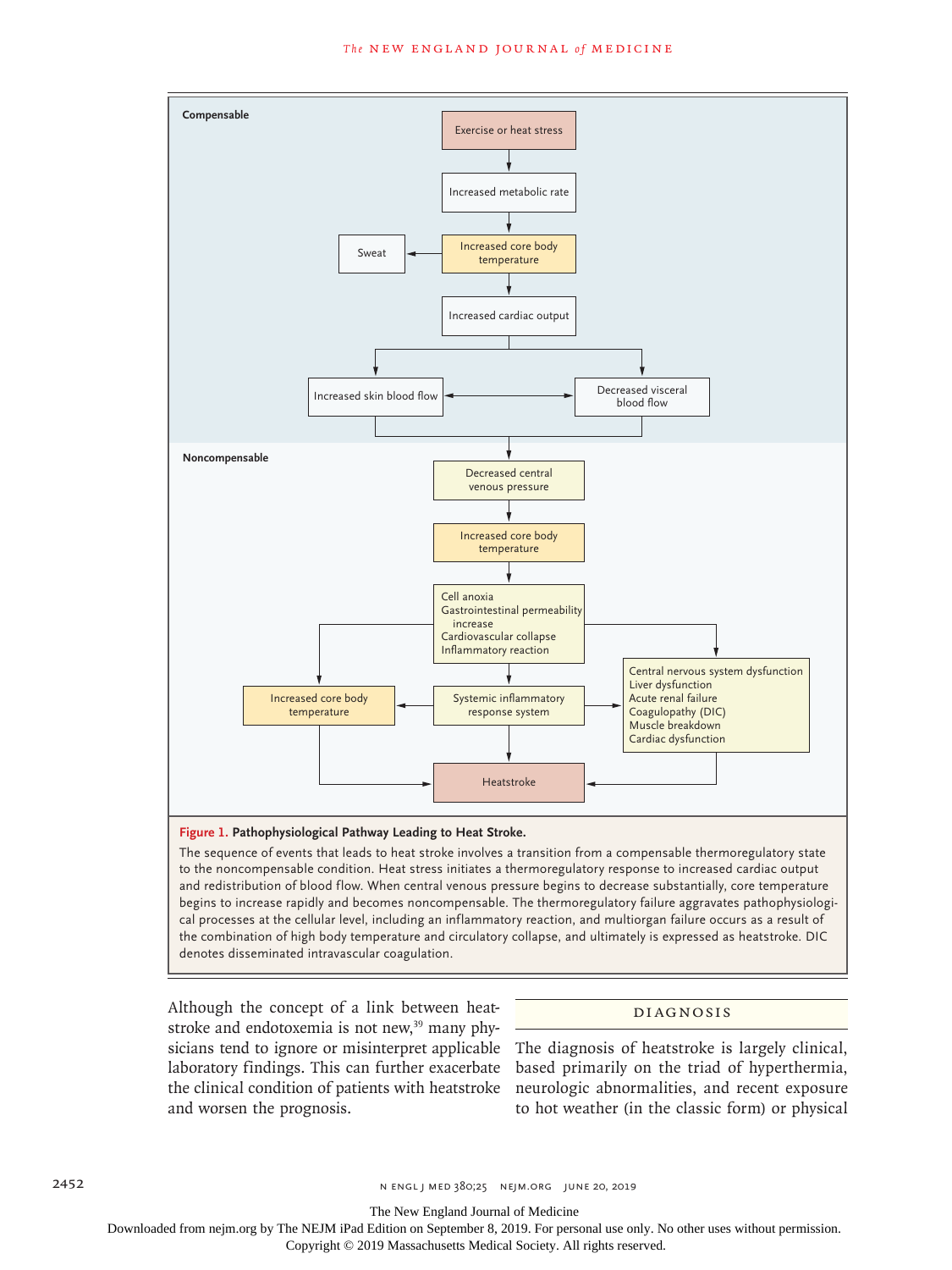**Figure 1. Pathophysiological Pathway Leading to Heat Stroke.**

The sequence of events that leads to heat stroke involves a transition from a compensable thermoregulatory state to the noncompensable condition. Heat stress initiates a thermoregulatory response to increased cardiac output and redistribution of blood flow. When central venous pressure begins to decrease substantially, core temperature begins to increase rapidly and becomes noncompensable. The thermoregulatory failure aggravates pathophysiological processes at the cellular level, including an inflammatory reaction, and multiorgan failure occurs as a result of the combination of high body temperature and circulatory collapse, and ultimately is expressed as heatstroke. DIC denotes disseminated intravascular coagulation.

Although the concept of a link between heatstroke and endotoxemia is not new,[39] many physicians tend to ignore or misinterpret applicable laboratory findings. This can further exacerbate the clinical condition of patients with heatstroke and worsen the prognosis.

## DIAGNOSIS

The diagnosis of heatstroke is largely clinical, based primarily on the triad of hyperthermia, neurologic abnormalities, and recent exposure to hot weather (in the classic form) or physical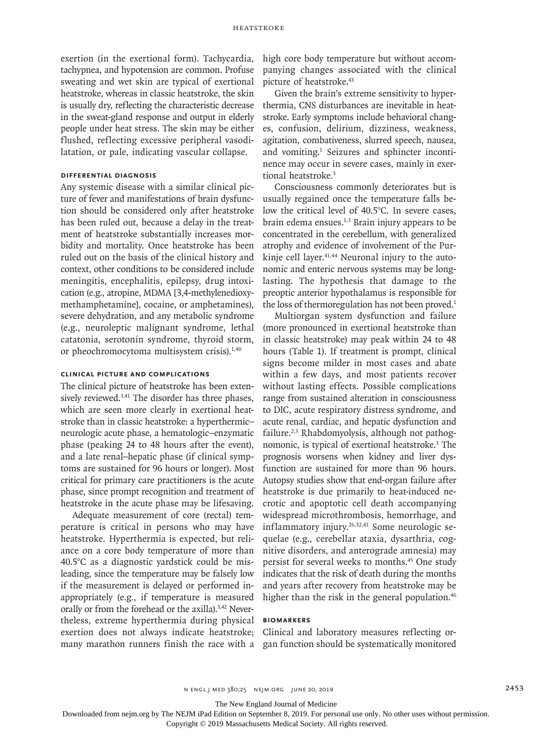exertion (in the exertional form). Tachycardia, tachypnea, and hypotension are common. Profuse sweating and wet skin are typical of exertional heatstroke, whereas in classic heatstroke, the skin is usually dry, reflecting the characteristic decrease in the sweat-gland response and output in elderly people under heat stress. The skin may be either flushed, reflecting excessive peripheral vasodilatation, or pale, indicating vascular collapse.

### Differential Diagnosis

Any systemic disease with a similar clinical picture of fever and manifestations of brain dysfunction should be considered only after heatstroke has been ruled out, because a delay in the treatment of heatstroke substantially increases morbidity and mortality. Once heatstroke has been ruled out on the basis of the clinical history and context, other conditions to be considered include meningitis, encephalitis, epilepsy, drug intoxication (e.g., atropine, MDMA [3,4-methylenedioxymethamphetamine], cocaine, or amphetamines), severe dehydration, and any metabolic syndrome (e.g., neuroleptic malignant syndrome, lethal catatonia, serotonin syndrome, thyroid storm, or pheochromocytoma multisystem crisis).[1,40]

### Clinical Picture and Complications

The clinical picture of heatstroke has been extensively reviewed.[3,41] The disorder has three phases, which are seen more clearly in exertional heatstroke than in classic heatstroke: a hyperthermic–neurologic acute phase, a hematologic–enzymatic phase (peaking 24 to 48 hours after the event), and a late renal–hepatic phase (if clinical symptoms are sustained for 96 hours or longer). Most critical for primary care practitioners is the acute phase, since prompt recognition and treatment of heatstroke in the acute phase may be lifesaving.

Adequate measurement of core (rectal) temperature is critical in persons who may have heatstroke. Hyperthermia is expected, but reliance on a core body temperature of more than 40.5°C as a diagnostic yardstick could be misleading, since the temperature may be falsely low if the measurement is delayed or performed inappropriately (e.g., if temperature is measured orally or from the forehead or the axilla).[3,42] Nevertheless, extreme hyperthermia during physical exertion does not always indicate heatstroke; many marathon runners finish the race with a high core body temperature but without accompanying changes associated with the clinical picture of heatstroke.[43]

Given the brain's extreme sensitivity to hyperthermia, CNS disturbances are inevitable in heatstroke. Early symptoms include behavioral changes, confusion, delirium, dizziness, weakness, agitation, combativeness, slurred speech, nausea, and vomiting.[1] Seizures and sphincter incontinence may occur in severe cases, mainly in exertional heatstroke.[3]

Consciousness commonly deteriorates but is usually regained once the temperature falls below the critical level of 40.5°C. In severe cases, brain edema ensues.[1,3] Brain injury appears to be concentrated in the cerebellum, with generalized atrophy and evidence of involvement of the Purkinje cell layer.[41,44] Neuronal injury to the autonomic and enteric nervous systems may be long-lasting. The hypothesis that damage to the preoptic anterior hypothalamus is responsible for the loss of thermoregulation has not been proved.[1]

Multiorgan system dysfunction and failure (more pronounced in exertional heatstroke than in classic heatstroke) may peak within 24 to 48 hours (Table 1). If treatment is prompt, clinical signs become milder in most cases and abate within a few days, and most patients recover without lasting effects. Possible complications range from sustained alteration in consciousness to DIC, acute respiratory distress syndrome, and acute renal, cardiac, and hepatic dysfunction and failure.[2,3] Rhabdomyolysis, although not pathognomonic, is typical of exertional heatstroke.[3] The prognosis worsens when kidney and liver dysfunction are sustained for more than 96 hours. Autopsy studies show that end-organ failure after heatstroke is due primarily to heat-induced necrotic and apoptotic cell death accompanying widespread microthrombosis, hemorrhage, and inflammatory injury.[26,32,41] Some neurologic sequelae (e.g., cerebellar ataxia, dysarthria, cognitive disorders, and anterograde amnesia) may persist for several weeks to months.[45] One study indicates that the risk of death during the months and years after recovery from heatstroke may be higher than the risk in the general population.[46]

### Biomarkers

Clinical and laboratory measures reflecting organ function should be systematically monitored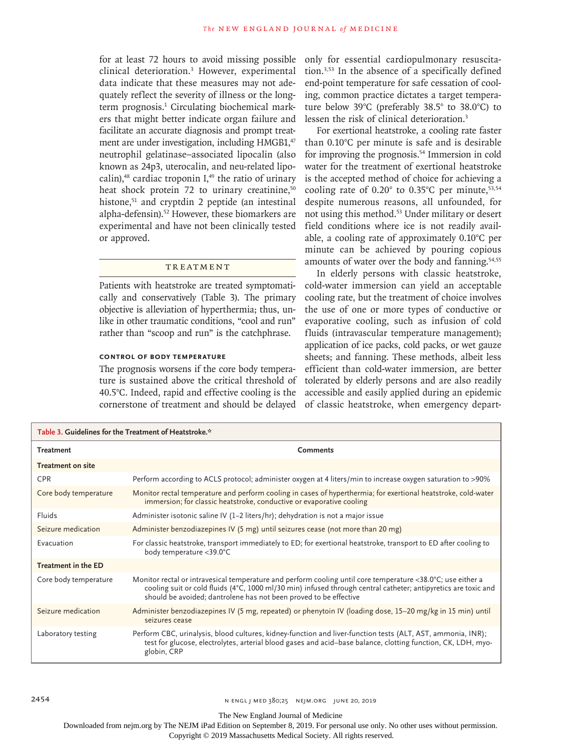for at least 72 hours to avoid missing possible clinical deterioration.[3] However, experimental data indicate that these measures may not adequately reflect the severity of illness or the long-term prognosis.[1] Circulating biochemical markers that might better indicate organ failure and facilitate an accurate diagnosis and prompt treatment are under investigation, including HMGB1,[47] neutrophil gelatinase–associated lipocalin (also known as 24p3, uterocalin, and neu-related lipocalin),[48] cardiac troponin I,[49] the ratio of urinary heat shock protein 72 to urinary creatinine,[50] histone,[51] and cryptdin 2 peptide (an intestinal alpha-defensin).[52] However, these biomarkers are experimental and have not been clinically tested or approved.

## Treatment

Patients with heatstroke are treated symptomatically and conservatively (Table 3). The primary objective is alleviation of hyperthermia; thus, unlike in other traumatic conditions, "cool and run" rather than "scoop and run" is the catchphrase.

### Control of Body Temperature

The prognosis worsens if the core body temperature is sustained above the critical threshold of 40.5°C. Indeed, rapid and effective cooling is the cornerstone of treatment and should be delayed only for essential cardiopulmonary resuscitation.[3,53] In the absence of a specifically defined end-point temperature for safe cessation of cooling, common practice dictates a target temperature below 39°C (preferably 38.5° to 38.0°C) to lessen the risk of clinical deterioration.[3]

For exertional heatstroke, a cooling rate faster than 0.10°C per minute is safe and is desirable for improving the prognosis.[54] Immersion in cold water for the treatment of exertional heatstroke is the accepted method of choice for achieving a cooling rate of 0.20° to 0.35°C per minute,[53,54] despite numerous reasons, all unfounded, for not using this method.[53] Under military or desert field conditions where ice is not readily available, a cooling rate of approximately 0.10°C per minute can be achieved by pouring copious amounts of water over the body and fanning.[54,55]

In elderly persons with classic heatstroke, cold-water immersion can yield an acceptable cooling rate, but the treatment of choice involves the use of one or more types of conductive or evaporative cooling, such as infusion of cold fluids (intravascular temperature management); application of ice packs, cold packs, or wet gauze sheets; and fanning. These methods, albeit less efficient than cold-water immersion, are better tolerated by elderly persons and are also readily accessible and easily applied during an epidemic of classic heatstroke, when emergency depart-

**Table 3. Guidelines for the Treatment of Heatstroke.***

| Treatment | Comments |
|---|---|
| **Treatment on site** | |
| CPR | Perform according to ACLS protocol; administer oxygen at 4 liters/min to increase oxygen saturation to >90% |
| Core body temperature | Monitor rectal temperature and perform cooling in cases of hyperthermia; for exertional heatstroke, cold-water immersion; for classic heatstroke, conductive or evaporative cooling |
| Fluids | Administer isotonic saline IV (1–2 liters/hr); dehydration is not a major issue |
| Seizure medication | Administer benzodiazepines IV (5 mg) until seizures cease (not more than 20 mg) |
| Evacuation | For classic heatstroke, transport immediately to ED; for exertional heatstroke, transport to ED after cooling to body temperature <39.0°C |
| **Treatment in the ED** | |
| Core body temperature | Monitor rectal or intravesical temperature and perform cooling until core temperature <38.0°C; use either a cooling suit or cold fluids (4°C, 1000 ml/30 min) infused through central catheter; antipyretics are toxic and should be avoided; dantrolene has not been proved to be effective |
| Seizure medication | Administer benzodiazepines IV (5 mg, repeated) or phenytoin IV (loading dose, 15–20 mg/kg in 15 min) until seizures cease |
| Laboratory testing | Perform CBC, urinalysis, blood cultures, kidney-function and liver-function tests (ALT, AST, ammonia, INR); test for glucose, electrolytes, arterial blood gases and acid–base balance, clotting function, CK, LDH, myoglobin, CRP |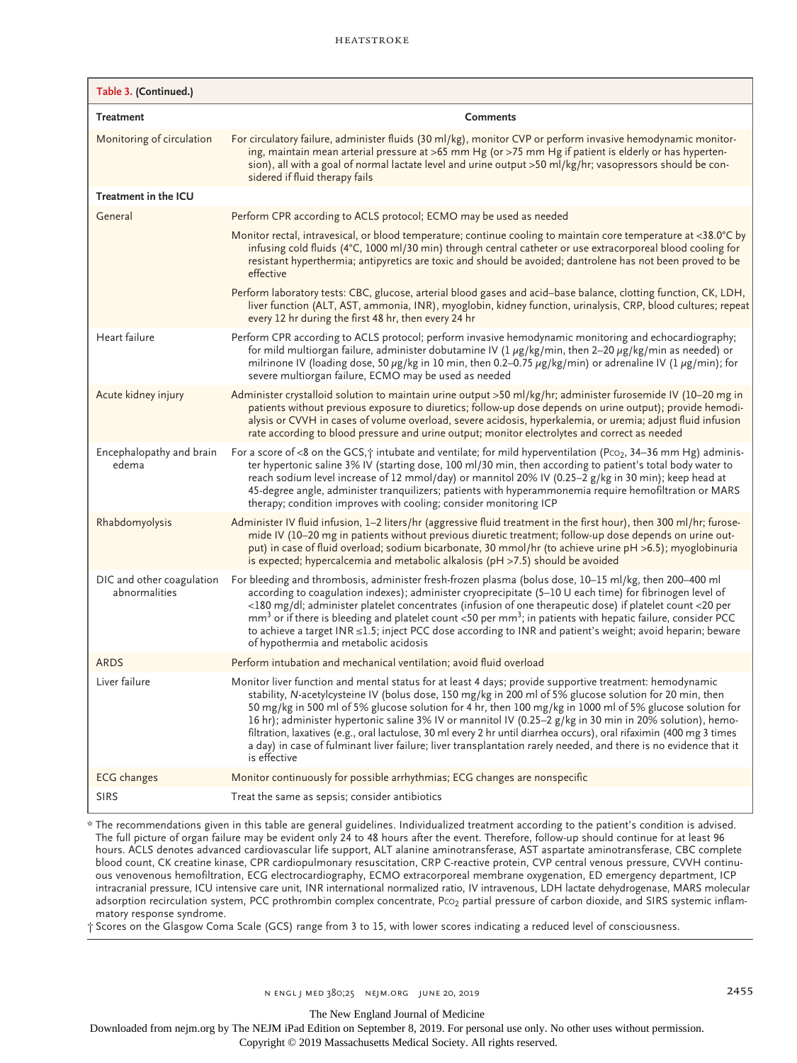**Table 3. (Continued.)**

| Treatment | Comments |
|---|---|
| Monitoring of circulation | For circulatory failure, administer fluids (30 ml/kg), monitor CVP or perform invasive hemodynamic monitoring, maintain mean arterial pressure at >65 mm Hg (or >75 mm Hg if patient is elderly or has hypertension), all with a goal of normal lactate level and urine output >50 ml/kg/hr; vasopressors should be considered if fluid therapy fails |
| **Treatment in the ICU** | |
| General | Perform CPR according to ACLS protocol; ECMO may be used as needed |
| | Monitor rectal, intravesical, or blood temperature; continue cooling to maintain core temperature at <38.0°C by infusing cold fluids (4°C, 1000 ml/30 min) through central catheter or use extracorporeal blood cooling for resistant hyperthermia; antipyretics are toxic and should be avoided; dantrolene has not been proved to be effective |
| | Perform laboratory tests: CBC, glucose, arterial blood gases and acid–base balance, clotting function, CK, LDH, liver function (ALT, AST, ammonia, INR), myoglobin, kidney function, urinalysis, CRP, blood cultures; repeat every 12 hr during the first 48 hr, then every 24 hr |
| Heart failure | Perform CPR according to ACLS protocol; perform invasive hemodynamic monitoring and echocardiography; for mild multiorgan failure, administer dobutamine IV (1 μg/kg/min, then 2–20 μg/kg/min as needed) or milrinone IV (loading dose, 50 μg/kg in 10 min, then 0.2–0.75 μg/kg/min) or adrenaline IV (1 μg/min); for severe multiorgan failure, ECMO may be used as needed |
| Acute kidney injury | Administer crystalloid solution to maintain urine output >50 ml/kg/hr; administer furosemide IV (10–20 mg in patients without previous exposure to diuretics; follow-up dose depends on urine output); provide hemodialysis or CVVH in cases of volume overload, severe acidosis, hyperkalemia, or uremia; adjust fluid infusion rate according to blood pressure and urine output; monitor electrolytes and correct as needed |
| Encephalopathy and brain edema | For a score of <8 on the GCS,† intubate and ventilate; for mild hyperventilation ($P_{CO_2}$, 34–36 mm Hg) administer hypertonic saline 3% IV (starting dose, 100 ml/30 min, then according to patient's total body water to reach sodium level increase of 12 mmol/day) or mannitol 20% IV (0.25–2 g/kg in 30 min); keep head at 45-degree angle, administer tranquilizers; patients with hyperammonemia require hemofiltration or MARS therapy; condition improves with cooling; consider monitoring ICP |
| Rhabdomyolysis | Administer IV fluid infusion, 1–2 liters/hr (aggressive fluid treatment in the first hour), then 300 ml/hr; furosemide IV (10–20 mg in patients without previous diuretic treatment; follow-up dose depends on urine output) in case of fluid overload; sodium bicarbonate, 30 mmol/hr (to achieve urine pH >6.5); myoglobinuria is expected; hypercalcemia and metabolic alkalosis (pH >7.5) should be avoided |
| DIC and other coagulation abnormalities | For bleeding and thrombosis, administer fresh-frozen plasma (bolus dose, 10–15 ml/kg, then 200–400 ml according to coagulation indexes); administer cryoprecipitate (5–10 U each time) for fibrinogen level of <180 mg/dl; administer platelet concentrates (infusion of one therapeutic dose) if platelet count <20 per $mm^3$ or if there is bleeding and platelet count <50 per $mm^3$; in patients with hepatic failure, consider PCC to achieve a target INR ≤1.5; inject PCC dose according to INR and patient's weight; avoid heparin; beware of hypothermia and metabolic acidosis |
| ARDS | Perform intubation and mechanical ventilation; avoid fluid overload |
| Liver failure | Monitor liver function and mental status for at least 4 days; provide supportive treatment: hemodynamic stability, *N*-acetylcysteine IV (bolus dose, 150 mg/kg in 200 ml of 5% glucose solution for 20 min, then 50 mg/kg in 500 ml of 5% glucose solution for 4 hr, then 100 mg/kg in 1000 ml of 5% glucose solution for 16 hr); administer hypertonic saline 3% IV or mannitol IV (0.25–2 g/kg in 30 min in 20% solution), hemofiltration, laxatives (e.g., oral lactulose, 30 ml every 2 hr until diarrhea occurs), oral rifaximin (400 mg 3 times a day) in case of fulminant liver failure; liver transplantation rarely needed, and there is no evidence that it is effective |
| ECG changes | Monitor continuously for possible arrhythmias; ECG changes are nonspecific |
| SIRS | Treat the same as sepsis; consider antibiotics |

\* The recommendations given in this table are general guidelines. Individualized treatment according to the patient's condition is advised. The full picture of organ failure may be evident only 24 to 48 hours after the event. Therefore, follow-up should continue for at least 96 hours. ACLS denotes advanced cardiovascular life support, ALT alanine aminotransferase, AST aspartate aminotransferase, CBC complete blood count, CK creatine kinase, CPR cardiopulmonary resuscitation, CRP C-reactive protein, CVP central venous pressure, CVVH continuous venovenous hemofiltration, ECG electrocardiography, ECMO extracorporeal membrane oxygenation, ED emergency department, ICP intracranial pressure, ICU intensive care unit, INR international normalized ratio, IV intravenous, LDH lactate dehydrogenase, MARS molecular adsorption recirculation system, PCC prothrombin complex concentrate, $P_{CO_2}$ partial pressure of carbon dioxide, and SIRS systemic inflammatory response syndrome.

† Scores on the Glasgow Coma Scale (GCS) range from 3 to 15, with lower scores indicating a reduced level of consciousness.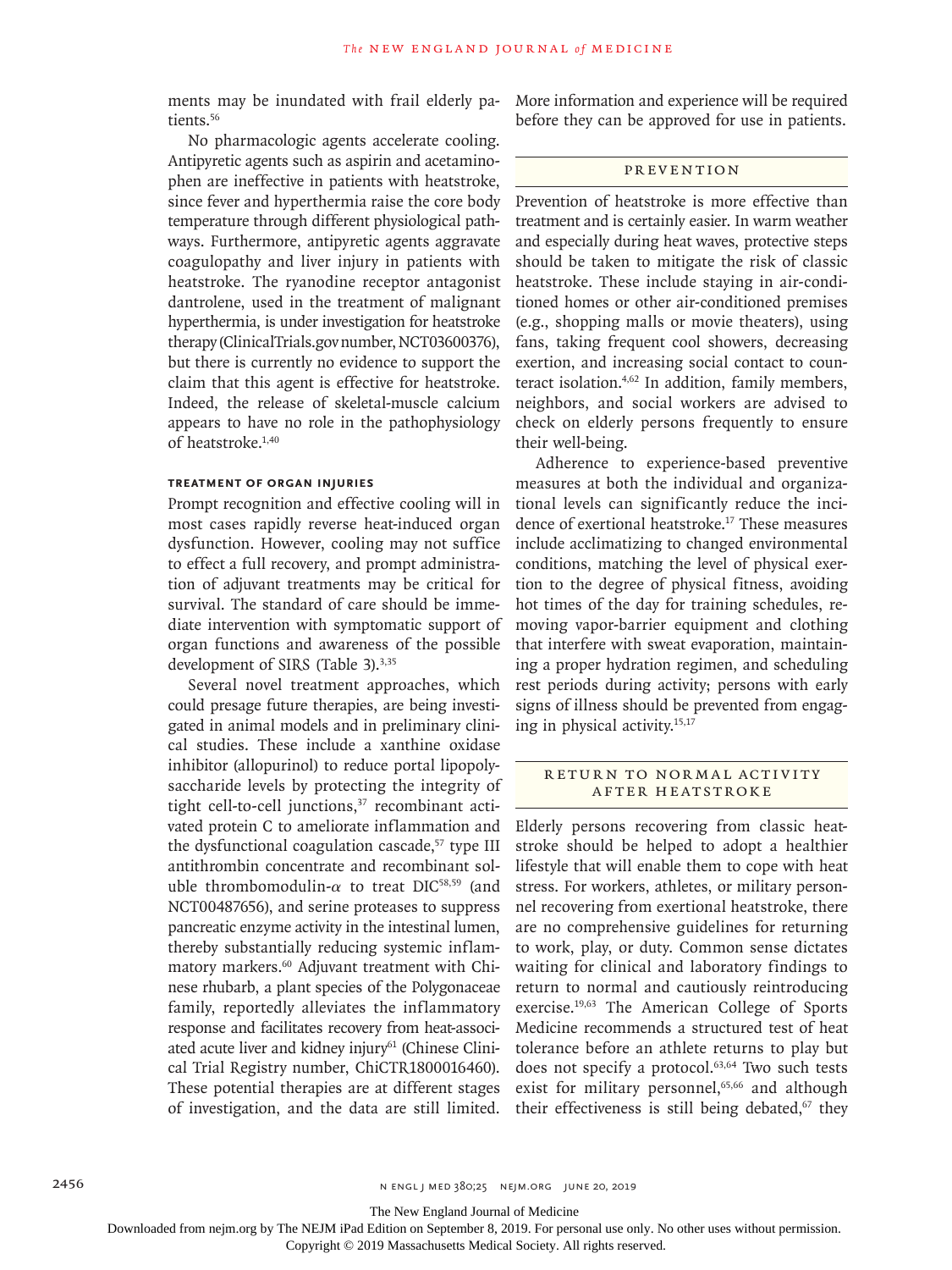ments may be inundated with frail elderly patients.[56]

No pharmacologic agents accelerate cooling. Antipyretic agents such as aspirin and acetaminophen are ineffective in patients with heatstroke, since fever and hyperthermia raise the core body temperature through different physiological pathways. Furthermore, antipyretic agents aggravate coagulopathy and liver injury in patients with heatstroke. The ryanodine receptor antagonist dantrolene, used in the treatment of malignant hyperthermia, is under investigation for heatstroke therapy (ClinicalTrials.gov number, NCT03600376), but there is currently no evidence to support the claim that this agent is effective for heatstroke. Indeed, the release of skeletal-muscle calcium appears to have no role in the pathophysiology of heatstroke.[1,40]

### Treatment of Organ Injuries

Prompt recognition and effective cooling will in most cases rapidly reverse heat-induced organ dysfunction. However, cooling may not suffice to effect a full recovery, and prompt administration of adjuvant treatments may be critical for survival. The standard of care should be immediate intervention with symptomatic support of organ functions and awareness of the possible development of SIRS (Table 3).[3,35]

Several novel treatment approaches, which could presage future therapies, are being investigated in animal models and in preliminary clinical studies. These include a xanthine oxidase inhibitor (allopurinol) to reduce portal lipopolysaccharide levels by protecting the integrity of tight cell-to-cell junctions,[37] recombinant activated protein C to ameliorate inflammation and the dysfunctional coagulation cascade,[57] type III antithrombin concentrate and recombinant soluble thrombomodulin-$\alpha$ to treat DIC[58,59] (and NCT00487656), and serine proteases to suppress pancreatic enzyme activity in the intestinal lumen, thereby substantially reducing systemic inflammatory markers.[60] Adjuvant treatment with Chinese rhubarb, a plant species of the Polygonaceae family, reportedly alleviates the inflammatory response and facilitates recovery from heat-associated acute liver and kidney injury[61] (Chinese Clinical Trial Registry number, ChiCTR1800016460). These potential therapies are at different stages of investigation, and the data are still limited. More information and experience will be required before they can be approved for use in patients.

## Prevention

Prevention of heatstroke is more effective than treatment and is certainly easier. In warm weather and especially during heat waves, protective steps should be taken to mitigate the risk of classic heatstroke. These include staying in air-conditioned homes or other air-conditioned premises (e.g., shopping malls or movie theaters), using fans, taking frequent cool showers, decreasing exertion, and increasing social contact to counteract isolation.[4,62] In addition, family members, neighbors, and social workers are advised to check on elderly persons frequently to ensure their well-being.

Adherence to experience-based preventive measures at both the individual and organizational levels can significantly reduce the incidence of exertional heatstroke.[17] These measures include acclimatizing to changed environmental conditions, matching the level of physical exertion to the degree of physical fitness, avoiding hot times of the day for training schedules, removing vapor-barrier equipment and clothing that interfere with sweat evaporation, maintaining a proper hydration regimen, and scheduling rest periods during activity; persons with early signs of illness should be prevented from engaging in physical activity.[15,17]

## Return to Normal Activity after Heatstroke

Elderly persons recovering from classic heatstroke should be helped to adopt a healthier lifestyle that will enable them to cope with heat stress. For workers, athletes, or military personnel recovering from exertional heatstroke, there are no comprehensive guidelines for returning to work, play, or duty. Common sense dictates waiting for clinical and laboratory findings to return to normal and cautiously reintroducing exercise.[19,63] The American College of Sports Medicine recommends a structured test of heat tolerance before an athlete returns to play but does not specify a protocol.[63,64] Two such tests exist for military personnel,[65,66] and although their effectiveness is still being debated,[67] they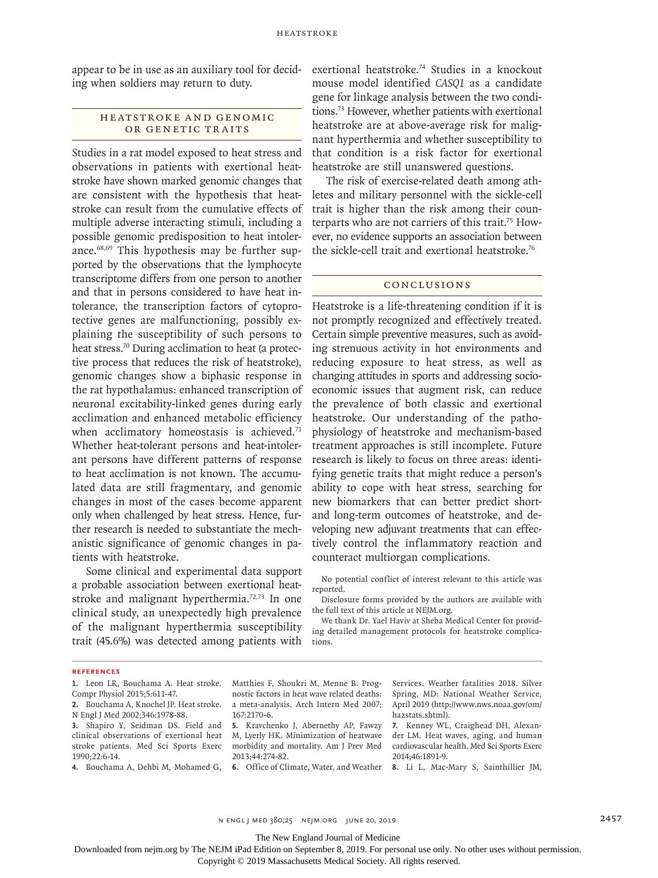appear to be in use as an auxiliary tool for deciding when soldiers may return to duty.

## Heatstroke and Genomic or Genetic Traits

Studies in a rat model exposed to heat stress and observations in patients with exertional heatstroke have shown marked genomic changes that are consistent with the hypothesis that heatstroke can result from the cumulative effects of multiple adverse interacting stimuli, including a possible genomic predisposition to heat intolerance.[68,69] This hypothesis may be further supported by the observations that the lymphocyte transcriptome differs from one person to another and that in persons considered to have heat intolerance, the transcription factors of cytoprotective genes are malfunctioning, possibly explaining the susceptibility of such persons to heat stress.[70] During acclimation to heat (a protective process that reduces the risk of heatstroke), genomic changes show a biphasic response in the rat hypothalamus: enhanced transcription of neuronal excitability-linked genes during early acclimation and enhanced metabolic efficiency when acclimatory homeostasis is achieved.[71] Whether heat-tolerant persons and heat-intolerant persons have different patterns of response to heat acclimation is not known. The accumulated data are still fragmentary, and genomic changes in most of the cases become apparent only when challenged by heat stress. Hence, further research is needed to substantiate the mechanistic significance of genomic changes in patients with heatstroke.

Some clinical and experimental data support a probable association between exertional heatstroke and malignant hyperthermia.[72,73] In one clinical study, an unexpectedly high prevalence of the malignant hyperthermia susceptibility trait (45.6%) was detected among patients with exertional heatstroke.[74] Studies in a knockout mouse model identified *CASQ1* as a candidate gene for linkage analysis between the two conditions.[73] However, whether patients with exertional heatstroke are at above-average risk for malignant hyperthermia and whether susceptibility to that condition is a risk factor for exertional heatstroke are still unanswered questions.

The risk of exercise-related death among athletes and military personnel with the sickle-cell trait is higher than the risk among their counterparts who are not carriers of this trait.[75] However, no evidence supports an association between the sickle-cell trait and exertional heatstroke.[76]

## Conclusions

Heatstroke is a life-threatening condition if it is not promptly recognized and effectively treated. Certain simple preventive measures, such as avoiding strenuous activity in hot environments and reducing exposure to heat stress, as well as changing attitudes in sports and addressing socioeconomic issues that augment risk, can reduce the prevalence of both classic and exertional heatstroke. Our understanding of the pathophysiology of heatstroke and mechanism-based treatment approaches is still incomplete. Future research is likely to focus on three areas: identifying genetic traits that might reduce a person's ability to cope with heat stress, searching for new biomarkers that can better predict short- and long-term outcomes of heatstroke, and developing new adjuvant treatments that can effectively control the inflammatory reaction and counteract multiorgan complications.

No potential conflict of interest relevant to this article was reported.

Disclosure forms provided by the authors are available with the full text of this article at NEJM.org.

We thank Dr. Yael Haviv at Sheba Medical Center for providing detailed management protocols for heatstroke complications.

## References

1. Leon LR, Bouchama A. Heat stroke. Compr Physiol 2015;5:611-47.
2. Bouchama A, Knochel JP. Heat stroke. N Engl J Med 2002;346:1978-88.
3. Shapiro Y, Seidman DS. Field and clinical observations of exertional heat stroke patients. Med Sci Sports Exerc 1990;22:6-14.
4. Bouchama A, Dehbi M, Mohamed G, Matthies F, Shoukri M, Menne B. Prognostic factors in heat wave related deaths: a meta-analysis. Arch Intern Med 2007;167:2170-6.
5. Kravchenko J, Abernethy AP, Fawzy M, Lyerly HK. Minimization of heatwave morbidity and mortality. Am J Prev Med 2013;44:274-82.
6. Office of Climate, Water, and Weather Services. Weather fatalities 2018. Silver Spring, MD: National Weather Service, April 2019 (http://www.nws.noaa.gov/om/hazstats.shtml).
7. Kenney WL, Craighead DH, Alexander LM. Heat waves, aging, and human cardiovascular health. Med Sci Sports Exerc 2014;46:1891-9.
8. Li L, Mac-Mary S, Sainthillier JM,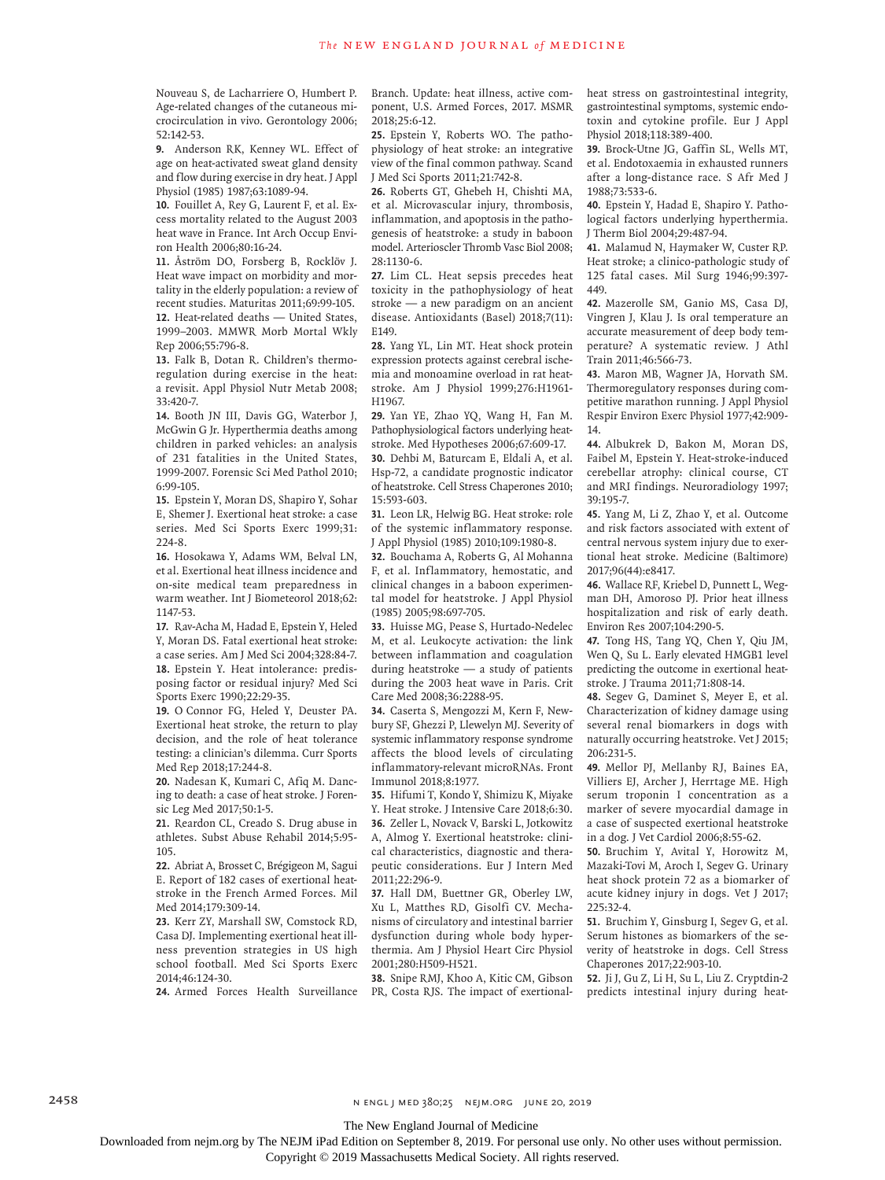Nouveau S, de Lacharriere O, Humbert P. Age-related changes of the cutaneous microcirculation in vivo. Gerontology 2006;52:142-53.

9. Anderson RK, Kenney WL. Effect of age on heat-activated sweat gland density and flow during exercise in dry heat. J Appl Physiol (1985) 1987;63:1089-94.

10. Fouillet A, Rey G, Laurent F, et al. Excess mortality related to the August 2003 heat wave in France. Int Arch Occup Environ Health 2006;80:16-24.

11. Åström DO, Forsberg B, Rocklöv J. Heat wave impact on morbidity and mortality in the elderly population: a review of recent studies. Maturitas 2011;69:99-105.

12. Heat-related deaths — United States, 1999–2003. MMWR Morb Mortal Wkly Rep 2006;55:796-8.

13. Falk B, Dotan R. Children's thermoregulation during exercise in the heat: a revisit. Appl Physiol Nutr Metab 2008;33:420-7.

14. Booth JN III, Davis GG, Waterbor J, McGwin G Jr. Hyperthermia deaths among children in parked vehicles: an analysis of 231 fatalities in the United States, 1999-2007. Forensic Sci Med Pathol 2010;6:99-105.

15. Epstein Y, Moran DS, Shapiro Y, Sohar E, Shemer J. Exertional heat stroke: a case series. Med Sci Sports Exerc 1999;31:224-8.

16. Hosokawa Y, Adams WM, Belval LN, et al. Exertional heat illness incidence and on-site medical team preparedness in warm weather. Int J Biometeorol 2018;62:1147-53.

17. Rav-Acha M, Hadad E, Epstein Y, Heled Y, Moran DS. Fatal exertional heat stroke: a case series. Am J Med Sci 2004;328:84-7.

18. Epstein Y. Heat intolerance: predisposing factor or residual injury? Med Sci Sports Exerc 1990;22:29-35.

19. O Connor FG, Heled Y, Deuster PA. Exertional heat stroke, the return to play decision, and the role of heat tolerance testing: a clinician's dilemma. Curr Sports Med Rep 2018;17:244-8.

20. Nadesan K, Kumari C, Afiq M. Dancing to death: a case of heat stroke. J Forensic Leg Med 2017;50:1-5.

21. Reardon CL, Creado S. Drug abuse in athletes. Subst Abuse Rehabil 2014;5:95-105.

22. Abriat A, Brosset C, Brégigeon M, Sagui E. Report of 182 cases of exertional heatstroke in the French Armed Forces. Mil Med 2014;179:309-14.

23. Kerr ZY, Marshall SW, Comstock RD, Casa DJ. Implementing exertional heat illness prevention strategies in US high school football. Med Sci Sports Exerc 2014;46:124-30.

24. Armed Forces Health Surveillance Branch. Update: heat illness, active component, U.S. Armed Forces, 2017. MSMR 2018;25:6-12.

25. Epstein Y, Roberts WO. The pathophysiology of heat stroke: an integrative view of the final common pathway. Scand J Med Sci Sports 2011;21:742-8.

26. Roberts GT, Ghebeh H, Chishti MA, et al. Microvascular injury, thrombosis, inflammation, and apoptosis in the pathogenesis of heatstroke: a study in baboon model. Arterioscler Thromb Vasc Biol 2008;28:1130-6.

27. Lim CL. Heat sepsis precedes heat toxicity in the pathophysiology of heat stroke — a new paradigm on an ancient disease. Antioxidants (Basel) 2018;7(11):E149.

28. Yang YL, Lin MT. Heat shock protein expression protects against cerebral ischemia and monoamine overload in rat heatstroke. Am J Physiol 1999;276:H1961-H1967.

29. Yan YE, Zhao YQ, Wang H, Fan M. Pathophysiological factors underlying heatstroke. Med Hypotheses 2006;67:609-17.

30. Dehbi M, Baturcam E, Eldali A, et al. Hsp-72, a candidate prognostic indicator of heatstroke. Cell Stress Chaperones 2010;15:593-603.

31. Leon LR, Helwig BG. Heat stroke: role of the systemic inflammatory response. J Appl Physiol (1985) 2010;109:1980-8.

32. Bouchama A, Roberts G, Al Mohanna F, et al. Inflammatory, hemostatic, and clinical changes in a baboon experimental model for heatstroke. J Appl Physiol (1985) 2005;98:697-705.

33. Huisse MG, Pease S, Hurtado-Nedelec M, et al. Leukocyte activation: the link between inflammation and coagulation during heatstroke — a study of patients during the 2003 heat wave in Paris. Crit Care Med 2008;36:2288-95.

34. Caserta S, Mengozzi M, Kern F, Newbury SF, Ghezzi P, Llewelyn MJ. Severity of systemic inflammatory response syndrome affects the blood levels of circulating inflammatory-relevant microRNAs. Front Immunol 2018;8:1977.

35. Hifumi T, Kondo Y, Shimizu K, Miyake Y. Heat stroke. J Intensive Care 2018;6:30.

36. Zeller L, Novack V, Barski L, Jotkowitz A, Almog Y. Exertional heatstroke: clinical characteristics, diagnostic and therapeutic considerations. Eur J Intern Med 2011;22:296-9.

37. Hall DM, Buettner GR, Oberley LW, Xu L, Matthes RD, Gisolfi CV. Mechanisms of circulatory and intestinal barrier dysfunction during whole body hyperthermia. Am J Physiol Heart Circ Physiol 2001;280:H509-H521.

38. Snipe RMJ, Khoo A, Kitic CM, Gibson PR, Costa RJS. The impact of exertional-heat stress on gastrointestinal integrity, gastrointestinal symptoms, systemic endotoxin and cytokine profile. Eur J Appl Physiol 2018;118:389-400.

39. Brock-Utne JG, Gaffin SL, Wells MT, et al. Endotoxaemia in exhausted runners after a long-distance race. S Afr Med J 1988;73:533-6.

40. Epstein Y, Hadad E, Shapiro Y. Pathological factors underlying hyperthermia. J Therm Biol 2004;29:487-94.

41. Malamud N, Haymaker W, Custer RP. Heat stroke; a clinico-pathologic study of 125 fatal cases. Mil Surg 1946;99:397-449.

42. Mazerolle SM, Ganio MS, Casa DJ, Vingren J, Klau J. Is oral temperature an accurate measurement of deep body temperature? A systematic review. J Athl Train 2011;46:566-73.

43. Maron MB, Wagner JA, Horvath SM. Thermoregulatory responses during competitive marathon running. J Appl Physiol Respir Environ Exerc Physiol 1977;42:909-14.

44. Albukrek D, Bakon M, Moran DS, Faibel M, Epstein Y. Heat-stroke-induced cerebellar atrophy: clinical course, CT and MRI findings. Neuroradiology 1997;39:195-7.

45. Yang M, Li Z, Zhao Y, et al. Outcome and risk factors associated with extent of central nervous system injury due to exertional heat stroke. Medicine (Baltimore) 2017;96(44):e8417.

46. Wallace RF, Kriebel D, Punnett L, Wegman DH, Amoroso PJ. Prior heat illness hospitalization and risk of early death. Environ Res 2007;104:290-5.

47. Tong HS, Tang YQ, Chen Y, Qiu JM, Wen Q, Su L. Early elevated HMGB1 level predicting the outcome in exertional heatstroke. J Trauma 2011;71:808-14.

48. Segev G, Daminet S, Meyer E, et al. Characterization of kidney damage using several renal biomarkers in dogs with naturally occurring heatstroke. Vet J 2015;206:231-5.

49. Mellor PJ, Mellanby RJ, Baines EA, Villiers EJ, Archer J, Herrtage ME. High serum troponin I concentration as a marker of severe myocardial damage in a case of suspected exertional heatstroke in a dog. J Vet Cardiol 2006;8:55-62.

50. Bruchim Y, Avital Y, Horowitz M, Mazaki-Tovi M, Aroch I, Segev G. Urinary heat shock protein 72 as a biomarker of acute kidney injury in dogs. Vet J 2017;225:32-4.

51. Bruchim Y, Ginsburg I, Segev G, et al. Serum histones as biomarkers of the severity of heatstroke in dogs. Cell Stress Chaperones 2017;22:903-10.

52. Ji J, Gu Z, Li H, Su L, Liu Z. Cryptdin-2 predicts intestinal injury during heat-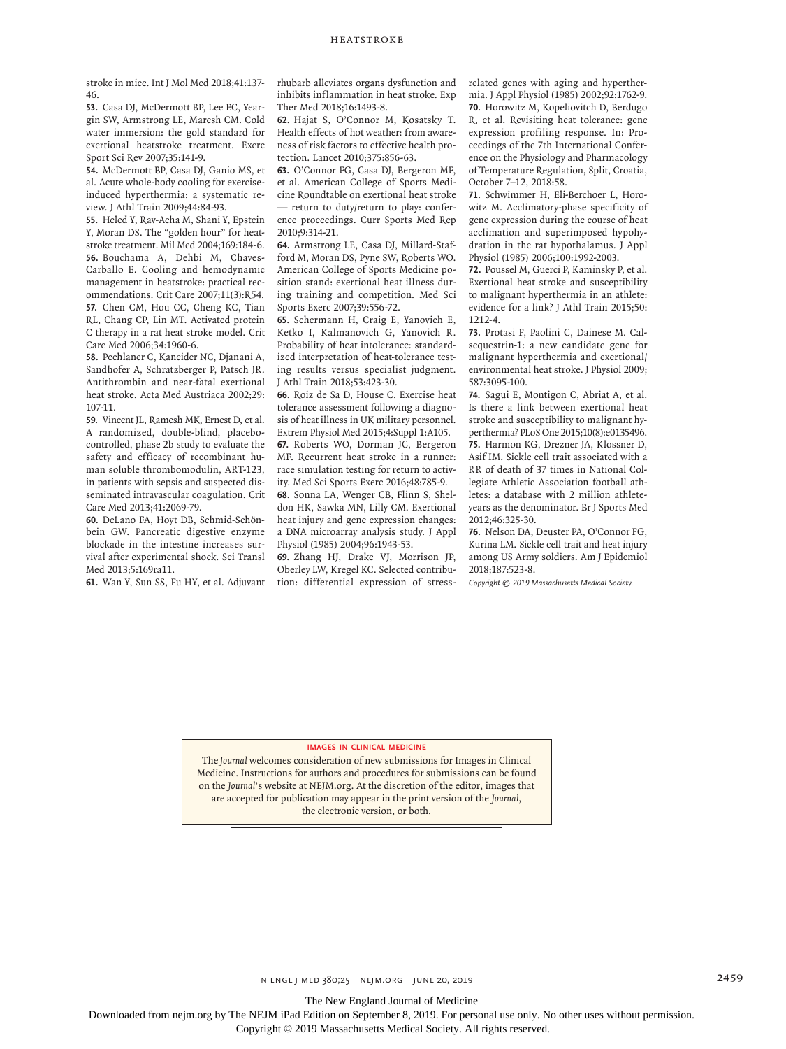stroke in mice. Int J Mol Med 2018;41:137-46.

**53.** Casa DJ, McDermott BP, Lee EC, Yeargin SW, Armstrong LE, Maresh CM. Cold water immersion: the gold standard for exertional heatstroke treatment. Exerc Sport Sci Rev 2007;35:141-9.

**54.** McDermott BP, Casa DJ, Ganio MS, et al. Acute whole-body cooling for exercise-induced hyperthermia: a systematic review. J Athl Train 2009;44:84-93.

**55.** Heled Y, Rav-Acha M, Shani Y, Epstein Y, Moran DS. The "golden hour" for heatstroke treatment. Mil Med 2004;169:184-6.

**56.** Bouchama A, Dehbi M, Chaves-Carballo E. Cooling and hemodynamic management in heatstroke: practical recommendations. Crit Care 2007;11(3):R54.

**57.** Chen CM, Hou CC, Cheng KC, Tian RL, Chang CP, Lin MT. Activated protein C therapy in a rat heat stroke model. Crit Care Med 2006;34:1960-6.

**58.** Pechlaner C, Kaneider NC, Djanani A, Sandhofer A, Schratzberger P, Patsch JR. Antithrombin and near-fatal exertional heat stroke. Acta Med Austriaca 2002;29:107-11.

**59.** Vincent JL, Ramesh MK, Ernest D, et al. A randomized, double-blind, placebo-controlled, phase 2b study to evaluate the safety and efficacy of recombinant human soluble thrombomodulin, ART-123, in patients with sepsis and suspected disseminated intravascular coagulation. Crit Care Med 2013;41:2069-79.

**60.** DeLano FA, Hoyt DB, Schmid-Schönbein GW. Pancreatic digestive enzyme blockade in the intestine increases survival after experimental shock. Sci Transl Med 2013;5:169ra11.

**61.** Wan Y, Sun SS, Fu HY, et al. Adjuvant rhubarb alleviates organs dysfunction and inhibits inflammation in heat stroke. Exp Ther Med 2018;16:1493-8.

**62.** Hajat S, O'Connor M, Kosatsky T. Health effects of hot weather: from awareness of risk factors to effective health protection. Lancet 2010;375:856-63.

**63.** O'Connor FG, Casa DJ, Bergeron MF, et al. American College of Sports Medicine Roundtable on exertional heat stroke — return to duty/return to play: conference proceedings. Curr Sports Med Rep 2010;9:314-21.

**64.** Armstrong LE, Casa DJ, Millard-Stafford M, Moran DS, Pyne SW, Roberts WO. American College of Sports Medicine position stand: exertional heat illness during training and competition. Med Sci Sports Exerc 2007;39:556-72.

**65.** Schermann H, Craig E, Yanovich E, Ketko I, Kalmanovich G, Yanovich R. Probability of heat intolerance: standardized interpretation of heat-tolerance testing results versus specialist judgment. J Athl Train 2018;53:423-30.

**66.** Roiz de Sa D, House C. Exercise heat tolerance assessment following a diagnosis of heat illness in UK military personnel. Extrem Physiol Med 2015;4:Suppl 1:A105.

**67.** Roberts WO, Dorman JC, Bergeron MF. Recurrent heat stroke in a runner: race simulation testing for return to activity. Med Sci Sports Exerc 2016;48:785-9.

**68.** Sonna LA, Wenger CB, Flinn S, Sheldon HK, Sawka MN, Lilly CM. Exertional heat injury and gene expression changes: a DNA microarray analysis study. J Appl Physiol (1985) 2004;96:1943-53.

**69.** Zhang HJ, Drake VJ, Morrison JP, Oberley LW, Kregel KC. Selected contribution: differential expression of stress-related genes with aging and hyperthermia. J Appl Physiol (1985) 2002;92:1762-9.

**70.** Horowitz M, Kopeliovitch D, Berdugo R, et al. Revisiting heat tolerance: gene expression profiling response. In: Proceedings of the 7th International Conference on the Physiology and Pharmacology of Temperature Regulation, Split, Croatia, October 7–12, 2018:58.

**71.** Schwimmer H, Eli-Berchoer L, Horowitz M. Acclimatory-phase specificity of gene expression during the course of heat acclimation and superimposed hypohydration in the rat hypothalamus. J Appl Physiol (1985) 2006;100:1992-2003.

**72.** Poussel M, Guerci P, Kaminsky P, et al. Exertional heat stroke and susceptibility to malignant hyperthermia in an athlete: evidence for a link? J Athl Train 2015;50:1212-4.

**73.** Protasi F, Paolini C, Dainese M. Calsequestrin-1: a new candidate gene for malignant hyperthermia and exertional/environmental heat stroke. J Physiol 2009;587:3095-100.

**74.** Sagui E, Montigon C, Abriat A, et al. Is there a link between exertional heat stroke and susceptibility to malignant hyperthermia? PLoS One 2015;10(8):e0135496.

**75.** Harmon KG, Drezner JA, Klossner D, Asif IM. Sickle cell trait associated with a RR of death of 37 times in National Collegiate Athletic Association football athletes: a database with 2 million athlete-years as the denominator. Br J Sports Med 2012;46:325-30.

**76.** Nelson DA, Deuster PA, O'Connor FG, Kurina LM. Sickle cell trait and heat injury among US Army soldiers. Am J Epidemiol 2018;187:523-8.

*Copyright © 2019 Massachusetts Medical Society.*

**IMAGES IN CLINICAL MEDICINE**

The *Journal* welcomes consideration of new submissions for Images in Clinical Medicine. Instructions for authors and procedures for submissions can be found on the *Journal*'s website at NEJM.org. At the discretion of the editor, images that are accepted for publication may appear in the print version of the *Journal*, the electronic version, or both.